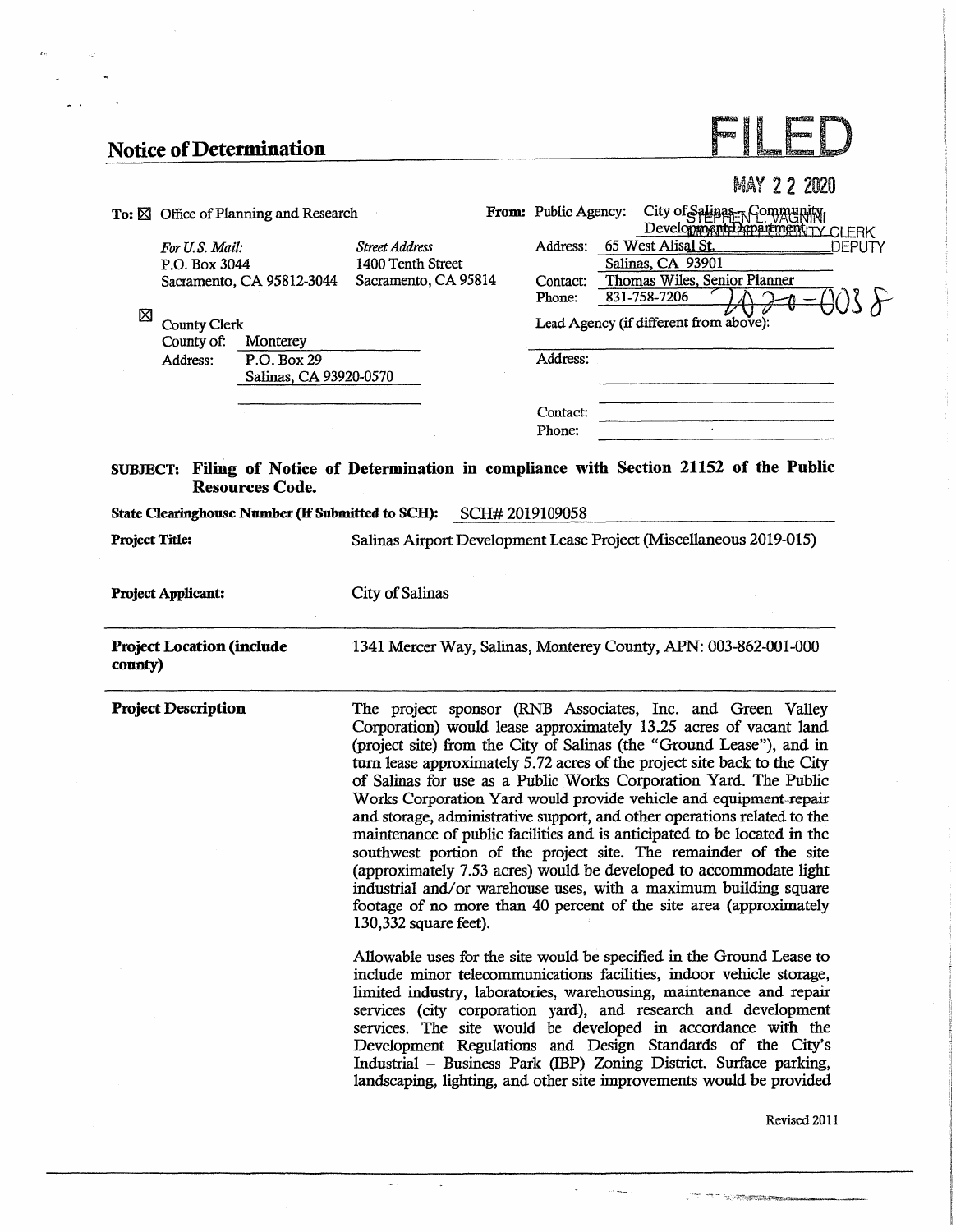## Notice of Determination

FILED

MAY 22 2020

STEPHEN L. VAGNINI
MONTEREY COUNTY CLERK
DEPUTY

**To:** ☒ Office of Planning and Research

*For U.S. Mail:*
P.O. Box 3044
Sacramento, CA 95812-3044

*Street Address*
1400 Tenth Street
Sacramento, CA 95814

☒ County Clerk
County of: Monterey
Address: P.O. Box 29
Salinas, CA 93920-0570

**From:** Public Agency: City of Salinas – Community Development Department
Address: 65 West Alisal St.
Salinas, CA 93901
Contact: Thomas Wiles, Senior Planner
Phone: 831-758-7206

2020-0038

Lead Agency (if different from above):

Address:

Contact:
Phone:

**SUBJECT: Filing of Notice of Determination in compliance with Section 21152 of the Public Resources Code.**

**State Clearinghouse Number (If Submitted to SCH):** SCH# 2019109058

**Project Title:** Salinas Airport Development Lease Project (Miscellaneous 2019-015)

**Project Applicant:** City of Salinas

**Project Location (include county)** 1341 Mercer Way, Salinas, Monterey County, APN: 003-862-001-000

**Project Description**

The project sponsor (RNB Associates, Inc. and Green Valley Corporation) would lease approximately 13.25 acres of vacant land (project site) from the City of Salinas (the "Ground Lease"), and in turn lease approximately 5.72 acres of the project site back to the City of Salinas for use as a Public Works Corporation Yard. The Public Works Corporation Yard would provide vehicle and equipment repair and storage, administrative support, and other operations related to the maintenance of public facilities and is anticipated to be located in the southwest portion of the project site. The remainder of the site (approximately 7.53 acres) would be developed to accommodate light industrial and/or warehouse uses, with a maximum building square footage of no more than 40 percent of the site area (approximately 130,332 square feet).

Allowable uses for the site would be specified in the Ground Lease to include minor telecommunications facilities, indoor vehicle storage, limited industry, laboratories, warehousing, maintenance and repair services (city corporation yard), and research and development services. The site would be developed in accordance with the Development Regulations and Design Standards of the City's Industrial – Business Park (IBP) Zoning District. Surface parking, landscaping, lighting, and other site improvements would be provided

Revised 2011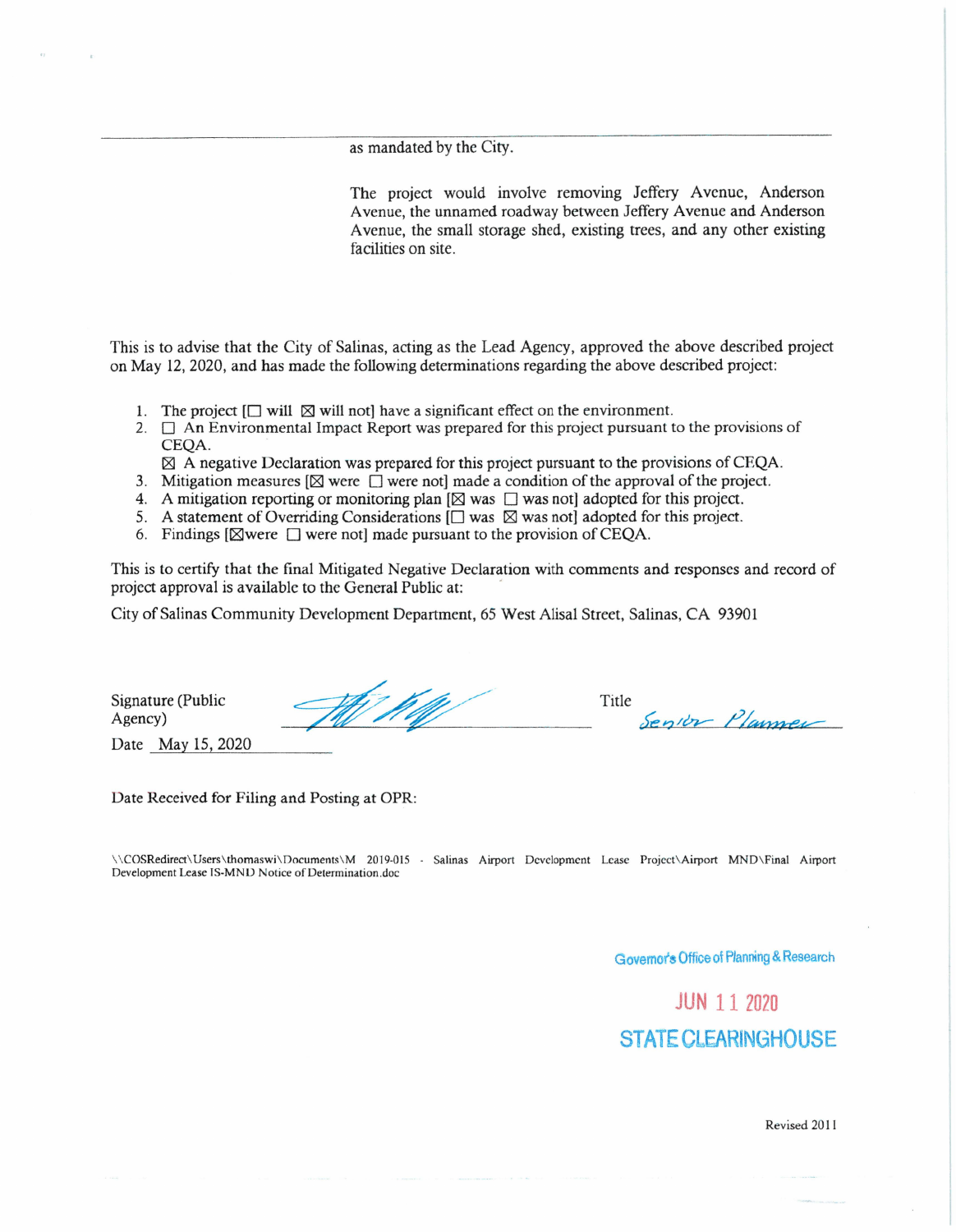as mandated by the City.

The project would involve removing Jeffery Avenue, Anderson Avenue, the unnamed roadway between Jeffery Avenue and Anderson Avenue, the small storage shed, existing trees, and any other existing facilities on site.

This is to advise that the City of Salinas, acting as the Lead Agency, approved the above described project on May 12, 2020, and has made the following determinations regarding the above described project:

1. The project [☐ will ☒ will not] have a significant effect on the environment.
2. ☐ An Environmental Impact Report was prepared for this project pursuant to the provisions of CEQA.
   ☒ A negative Declaration was prepared for this project pursuant to the provisions of CEQA.
3. Mitigation measures [☒ were ☐ were not] made a condition of the approval of the project.
4. A mitigation reporting or monitoring plan [☒ was ☐ was not] adopted for this project.
5. A statement of Overriding Considerations [☐ was ☒ was not] adopted for this project.
6. Findings [☒were ☐ were not] made pursuant to the provision of CEQA.

This is to certify that the final Mitigated Negative Declaration with comments and responses and record of project approval is available to the General Public at:

City of Salinas Community Development Department, 65 West Alisal Street, Salinas, CA 93901

Signature (Public Agency) ____________________ Title Senior Planner

Date May 15, 2020

Date Received for Filing and Posting at OPR:

\\COSRedirect\Users\thomaswi\Documents\M 2019-015 - Salinas Airport Development Lease Project\Airport MND\Final Airport Development Lease IS-MND Notice of Determination.doc

Governor's Office of Planning & Research

JUN 11 2020

STATE CLEARINGHOUSE

Revised 2011